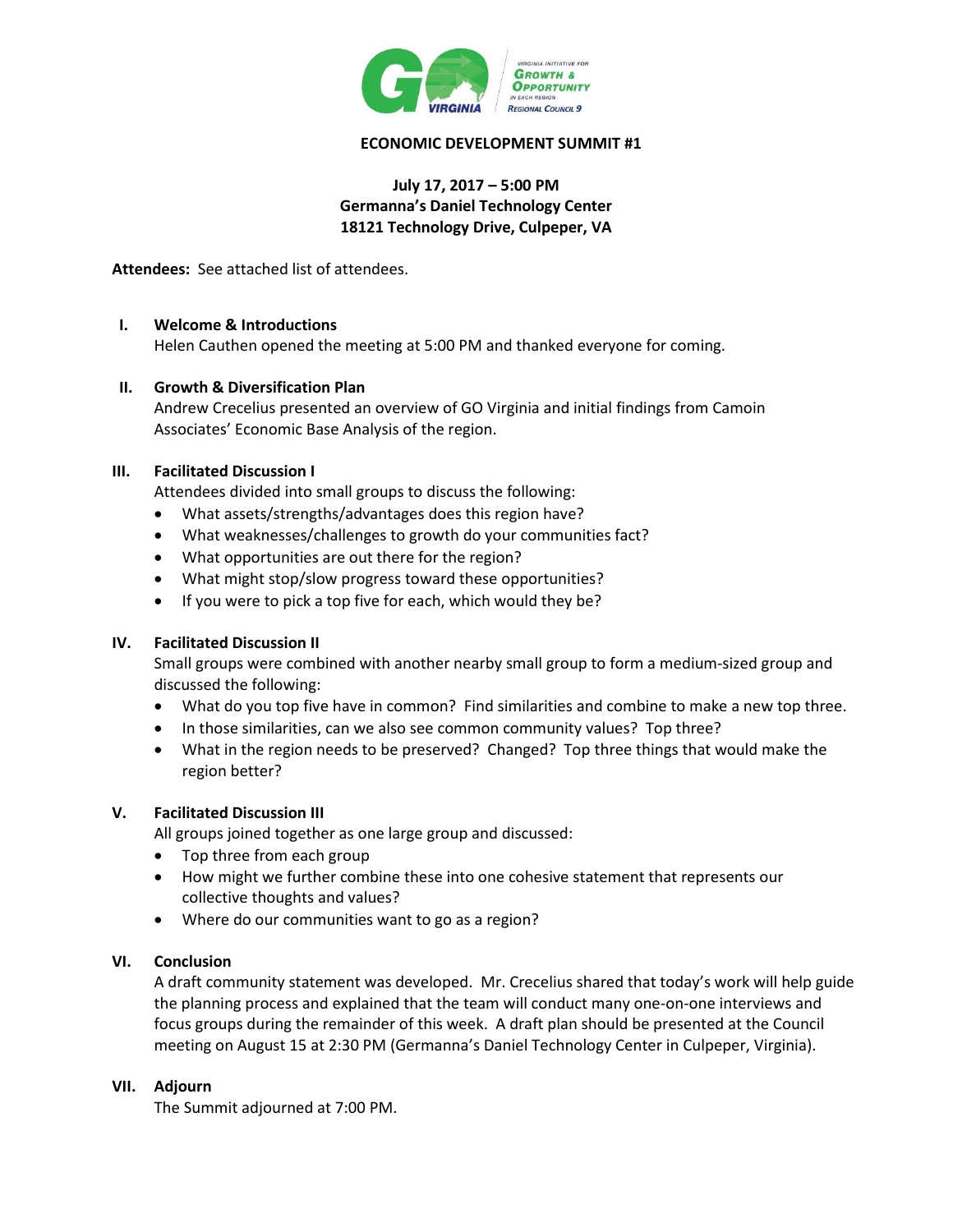# ECONOMIC DEVELOPMENT SUMMIT #1

**July 17, 2017 – 5:00 PM**
**Germanna's Daniel Technology Center**
**18121 Technology Drive, Culpeper, VA**

**Attendees:** See attached list of attendees.

## I. Welcome & Introductions

Helen Cauthen opened the meeting at 5:00 PM and thanked everyone for coming.

## II. Growth & Diversification Plan

Andrew Crecelius presented an overview of GO Virginia and initial findings from Camoin Associates' Economic Base Analysis of the region.

## III. Facilitated Discussion I

Attendees divided into small groups to discuss the following:

- What assets/strengths/advantages does this region have?
- What weaknesses/challenges to growth do your communities fact?
- What opportunities are out there for the region?
- What might stop/slow progress toward these opportunities?
- If you were to pick a top five for each, which would they be?

## IV. Facilitated Discussion II

Small groups were combined with another nearby small group to form a medium-sized group and discussed the following:

- What do you top five have in common? Find similarities and combine to make a new top three.
- In those similarities, can we also see common community values? Top three?
- What in the region needs to be preserved? Changed? Top three things that would make the region better?

## V. Facilitated Discussion III

All groups joined together as one large group and discussed:

- Top three from each group
- How might we further combine these into one cohesive statement that represents our collective thoughts and values?
- Where do our communities want to go as a region?

## VI. Conclusion

A draft community statement was developed. Mr. Crecelius shared that today's work will help guide the planning process and explained that the team will conduct many one-on-one interviews and focus groups during the remainder of this week. A draft plan should be presented at the Council meeting on August 15 at 2:30 PM (Germanna's Daniel Technology Center in Culpeper, Virginia).

## VII. Adjourn

The Summit adjourned at 7:00 PM.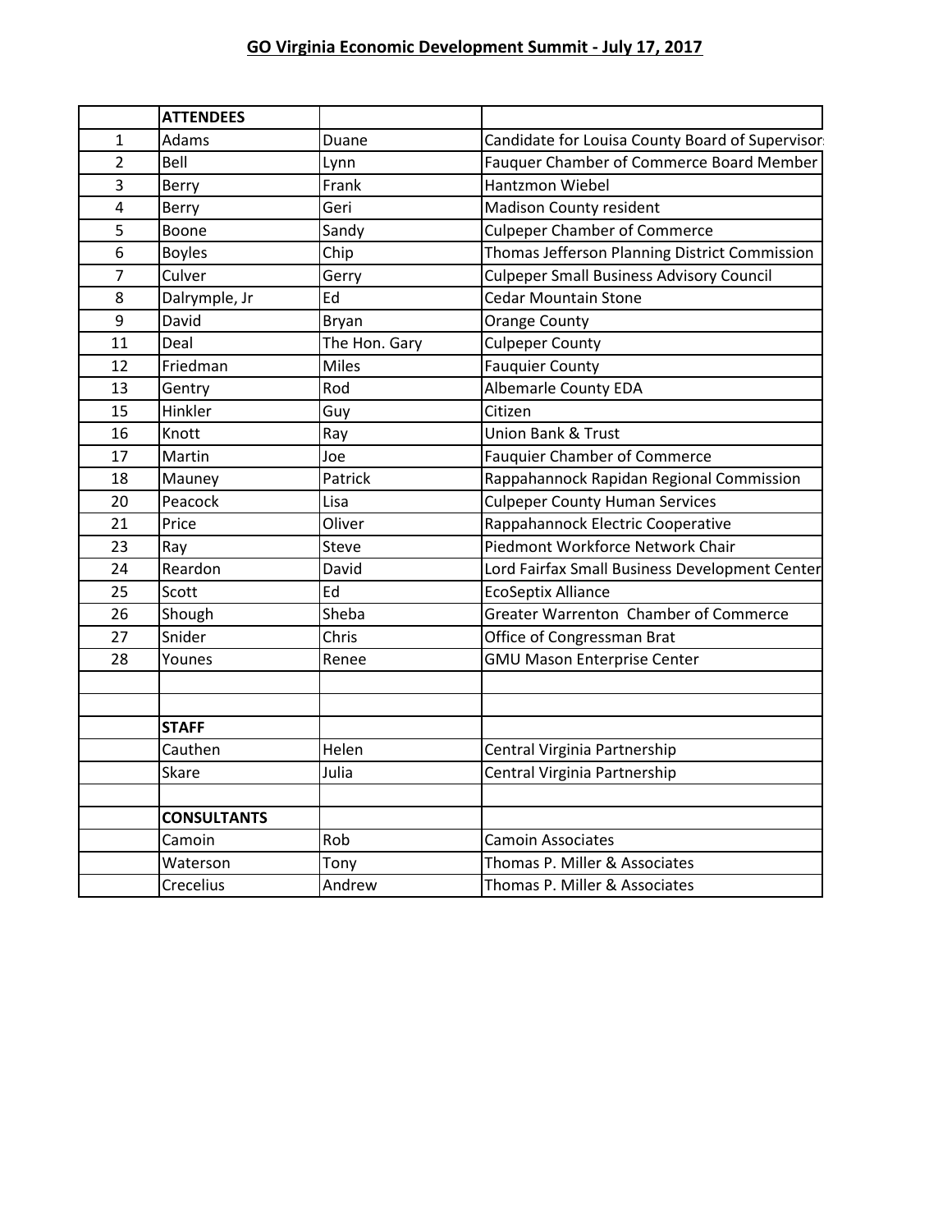## GO Virginia Economic Development Summit - July 17, 2017

| | | | |
|---|---|---|---|
| | **ATTENDEES** | | |
| 1 | Adams | Duane | Candidate for Louisa County Board of Supervisor: |
| 2 | Bell | Lynn | Fauquer Chamber of Commerce Board Member |
| 3 | Berry | Frank | Hantzmon Wiebel |
| 4 | Berry | Geri | Madison County resident |
| 5 | Boone | Sandy | Culpeper Chamber of Commerce |
| 6 | Boyles | Chip | Thomas Jefferson Planning District Commission |
| 7 | Culver | Gerry | Culpeper Small Business Advisory Council |
| 8 | Dalrymple, Jr | Ed | Cedar Mountain Stone |
| 9 | David | Bryan | Orange County |
| 11 | Deal | The Hon. Gary | Culpeper County |
| 12 | Friedman | Miles | Fauquier County |
| 13 | Gentry | Rod | Albemarle County EDA |
| 15 | Hinkler | Guy | Citizen |
| 16 | Knott | Ray | Union Bank & Trust |
| 17 | Martin | Joe | Fauquier Chamber of Commerce |
| 18 | Mauney | Patrick | Rappahannock Rapidan Regional Commission |
| 20 | Peacock | Lisa | Culpeper County Human Services |
| 21 | Price | Oliver | Rappahannock Electric Cooperative |
| 23 | Ray | Steve | Piedmont Workforce Network Chair |
| 24 | Reardon | David | Lord Fairfax Small Business Development Center |
| 25 | Scott | Ed | EcoSeptix Alliance |
| 26 | Shough | Sheba | Greater Warrenton Chamber of Commerce |
| 27 | Snider | Chris | Office of Congressman Brat |
| 28 | Younes | Renee | GMU Mason Enterprise Center |
| | | | |
| | | | |
| | **STAFF** | | |
| | Cauthen | Helen | Central Virginia Partnership |
| | Skare | Julia | Central Virginia Partnership |
| | | | |
| | **CONSULTANTS** | | |
| | Camoin | Rob | Camoin Associates |
| | Waterson | Tony | Thomas P. Miller & Associates |
| | Crecelius | Andrew | Thomas P. Miller & Associates |